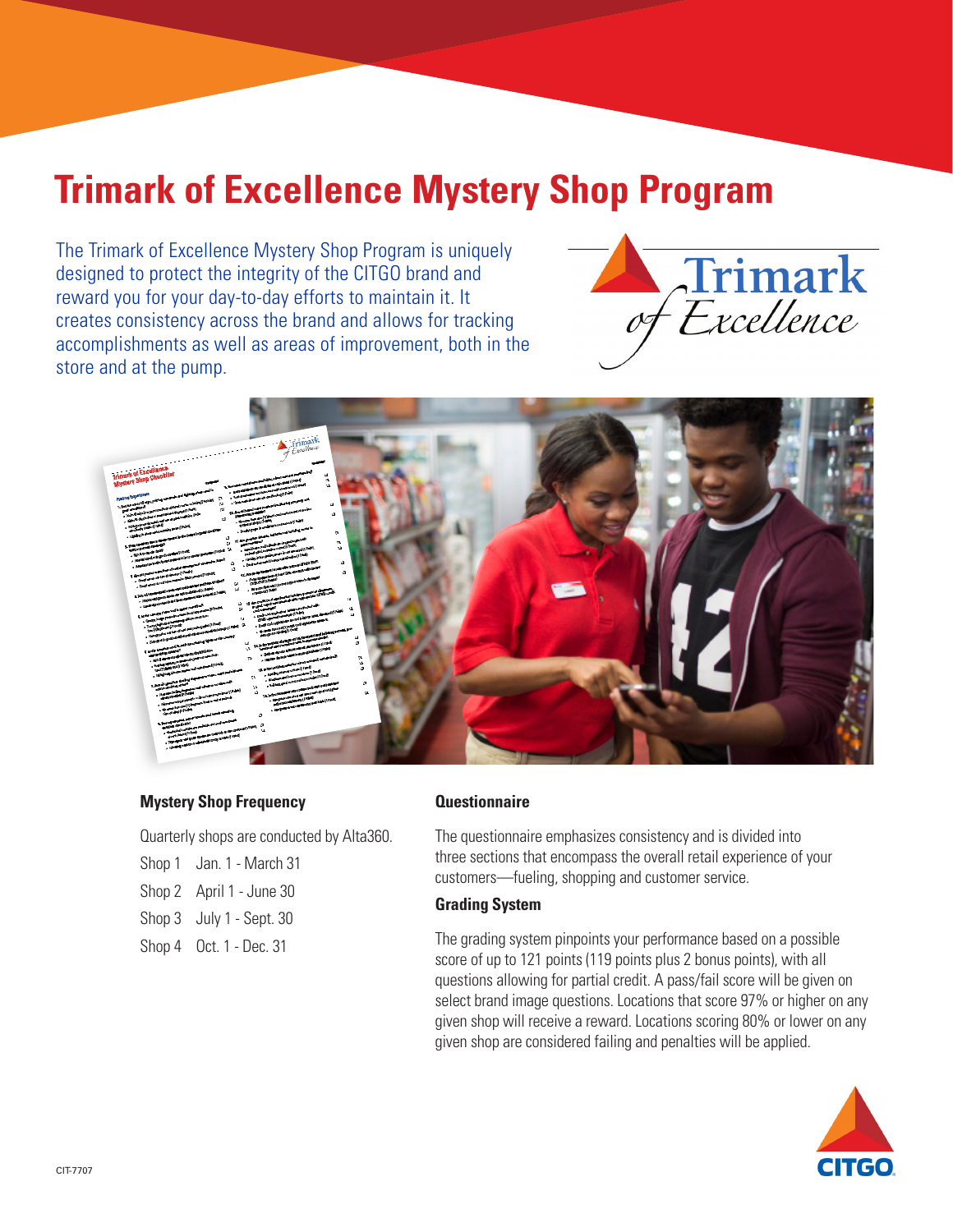# Trimark of Excellence Mystery Shop Program

The Trimark of Excellence Mystery Shop Program is uniquely designed to protect the integrity of the CITGO brand and reward you for your day-to-day efforts to maintain it. It creates consistency across the brand and allows for tracking accomplishments as well as areas of improvement, both in the store and at the pump.

### Mystery Shop Frequency

Quarterly shops are conducted by Alta360.

Shop 1 Jan. 1 - March 31

Shop 2 April 1 - June 30

Shop 3 July 1 - Sept. 30

Shop 4 Oct. 1 - Dec. 31

### Questionnaire

The questionnaire emphasizes consistency and is divided into three sections that encompass the overall retail experience of your customers—fueling, shopping and customer service.

### Grading System

The grading system pinpoints your performance based on a possible score of up to 121 points (119 points plus 2 bonus points), with all questions allowing for partial credit. A pass/fail score will be given on select brand image questions. Locations that score 97% or higher on any given shop will receive a reward. Locations scoring 80% or lower on any given shop are considered failing and penalties will be applied.

CIT-7707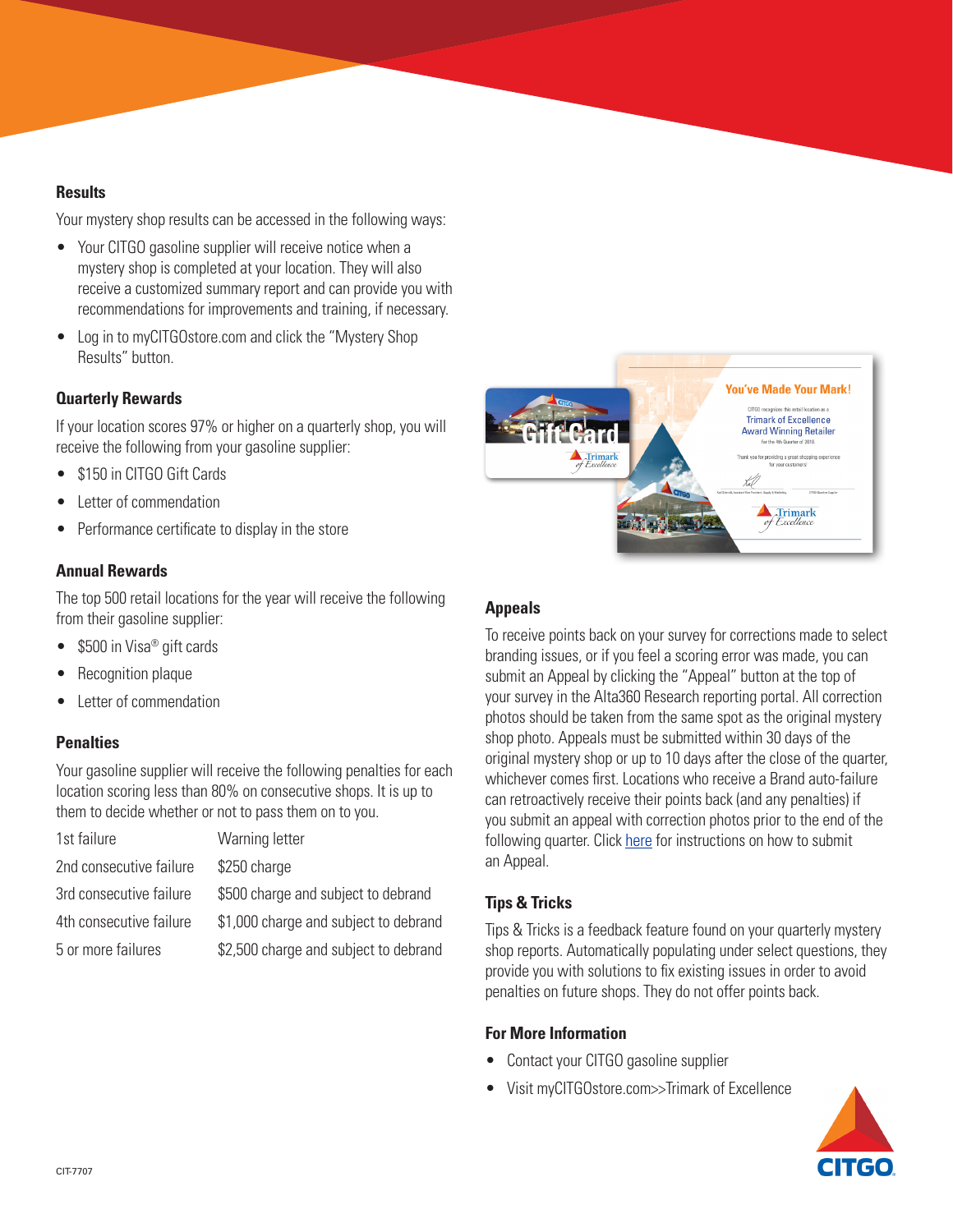## Results

Your mystery shop results can be accessed in the following ways:

- Your CITGO gasoline supplier will receive notice when a mystery shop is completed at your location. They will also receive a customized summary report and can provide you with recommendations for improvements and training, if necessary.
- Log in to myCITGOstore.com and click the "Mystery Shop Results" button.

## Quarterly Rewards

If your location scores 97% or higher on a quarterly shop, you will receive the following from your gasoline supplier:

- $150 in CITGO Gift Cards
- Letter of commendation
- Performance certificate to display in the store

## Annual Rewards

The top 500 retail locations for the year will receive the following from their gasoline supplier:

- $500 in Visa® gift cards
- Recognition plaque
- Letter of commendation

## Penalties

Your gasoline supplier will receive the following penalties for each location scoring less than 80% on consecutive shops. It is up to them to decide whether or not to pass them on to you.

| | |
|---|---|
| 1st failure | Warning letter |
| 2nd consecutive failure | $250 charge |
| 3rd consecutive failure | $500 charge and subject to debrand |
| 4th consecutive failure | $1,000 charge and subject to debrand |
| 5 or more failures | $2,500 charge and subject to debrand |

## Appeals

To receive points back on your survey for corrections made to select branding issues, or if you feel a scoring error was made, you can submit an Appeal by clicking the "Appeal" button at the top of your survey in the Alta360 Research reporting portal. All correction photos should be taken from the same spot as the original mystery shop photo. Appeals must be submitted within 30 days of the original mystery shop or up to 10 days after the close of the quarter, whichever comes first. Locations who receive a Brand auto-failure can retroactively receive their points back (and any penalties) if you submit an appeal with correction photos prior to the end of the following quarter. Click here for instructions on how to submit an Appeal.

## Tips & Tricks

Tips & Tricks is a feedback feature found on your quarterly mystery shop reports. Automatically populating under select questions, they provide you with solutions to fix existing issues in order to avoid penalties on future shops. They do not offer points back.

## For More Information

- Contact your CITGO gasoline supplier
- Visit myCITGOstore.com>>Trimark of Excellence

CIT-7707